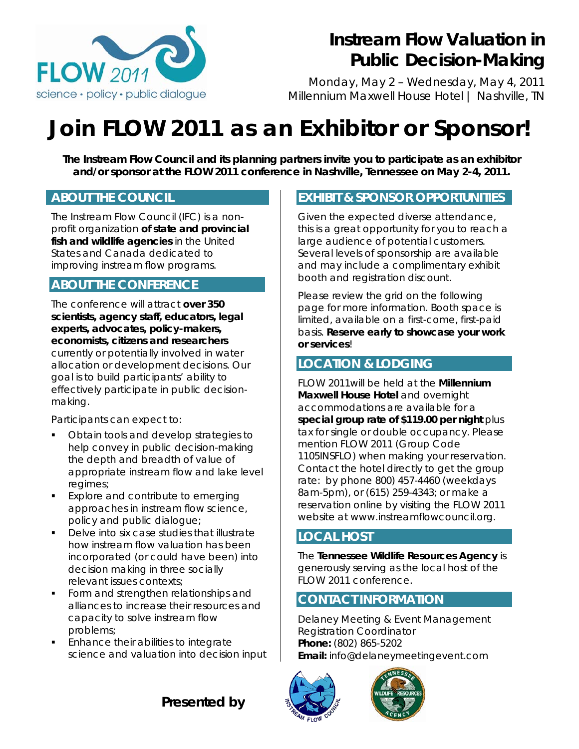FLOW 2011
science • policy • public dialogue

# Instream Flow Valuation in Public Decision-Making

Monday, May 2 – Wednesday, May 4, 2011
Millennium Maxwell House Hotel | Nashville, TN

# Join FLOW 2011 as an Exhibitor or Sponsor!

**The Instream Flow Council and its planning partners invite you to participate as an exhibitor and/or sponsor at the FLOW 2011 conference in Nashville, Tennessee on May 2-4, 2011.**

## ABOUT THE COUNCIL

The Instream Flow Council (IFC) is a non-profit organization **of state and provincial fish and wildlife agencies** in the United States and Canada dedicated to improving instream flow programs.

## ABOUT THE CONFERENCE

The conference will attract **over 350 scientists, agency staff, educators, legal experts, advocates, policy-makers, economists, citizens and researchers** currently or potentially involved in water allocation or development decisions. Our goal is to build participants' ability to effectively participate in public decision-making.

Participants can expect to:

- Obtain tools and develop strategies to help convey in public decision-making the depth and breadth of value of appropriate instream flow and lake level regimes;
- Explore and contribute to emerging approaches in instream flow science, policy and public dialogue;
- Delve into six case studies that illustrate how instream flow valuation has been incorporated (or could have been) into decision making in three socially relevant issues contexts;
- Form and strengthen relationships and alliances to increase their resources and capacity to solve instream flow problems;
- Enhance their abilities to integrate science and valuation into decision input

## EXHIBIT & SPONSOR OPPORTUNITIES

Given the expected diverse attendance, this is a great opportunity for you to reach a large audience of potential customers. Several levels of sponsorship are available and may include a complimentary exhibit booth and registration discount.

Please review the grid on the following page for more information. Booth space is limited, available on a first-come, first-paid basis. **Reserve early to showcase your work or services**!

## LOCATION & LODGING

FLOW 2011will be held at the **Millennium Maxwell House Hotel** and overnight accommodations are available for a **special group rate of $119.00 per night** plus tax for single or double occupancy. Please mention FLOW 2011 (Group Code 1105INSFLO) when making your reservation. Contact the hotel directly to get the group rate: by phone 800) 457-4460 (weekdays 8am-5pm), or (615) 259-4343; or make a reservation online by visiting the FLOW 2011 website at www.instreamflowcouncil.org.

## LOCAL HOST

The **Tennessee Wildlife Resources Agency** is generously serving as the local host of the FLOW 2011 conference.

## CONTACT INFORMATION

Delaney Meeting & Event Management
Registration Coordinator
**Phone:** (802) 865-5202
**Email:** info@delaneymeetingevent.com

**Presented by**

Instream Flow Council

Tennessee Wildlife Resources Agency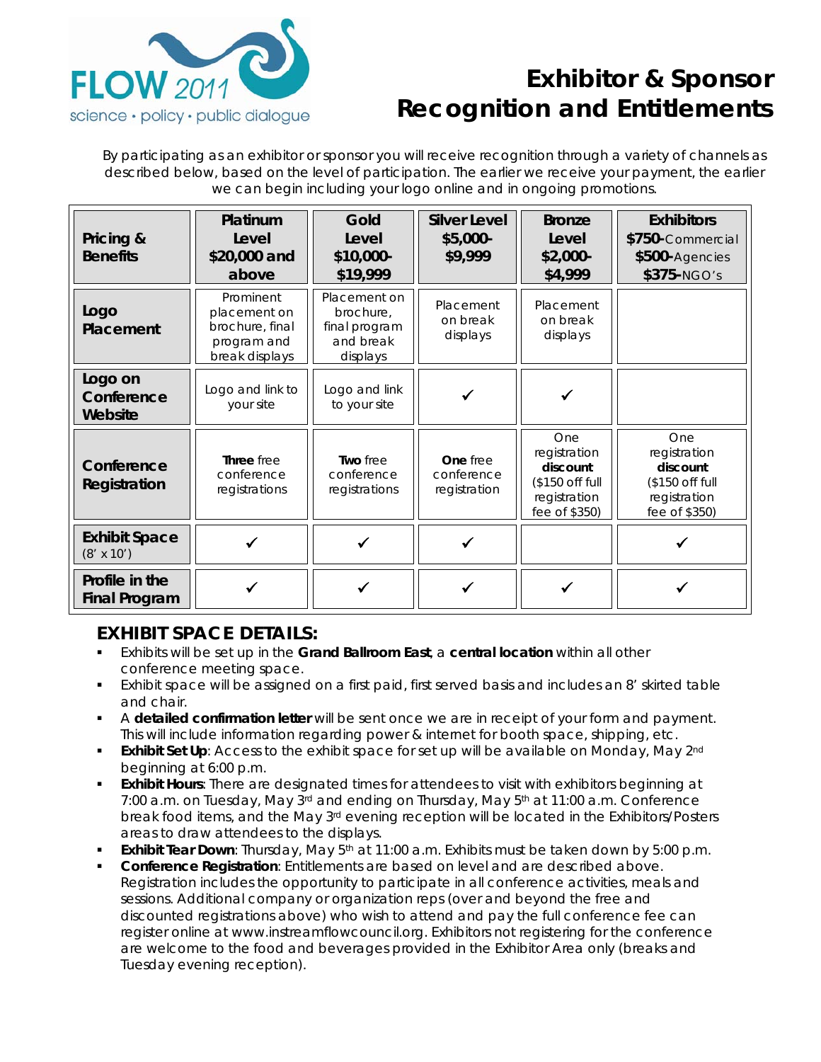FLOW 2011

science • policy • public dialogue

# Exhibitor & Sponsor Recognition and Entitlements

By participating as an exhibitor or sponsor you will receive recognition through a variety of channels as described below, based on the level of participation. The earlier we receive your payment, the earlier we can begin including your logo online and in ongoing promotions.

| **Pricing & Benefits** | **Platinum Level $20,000 and above** | **Gold Level $10,000-$19,999** | **Silver Level $5,000-$9,999** | **Bronze Level $2,000-$4,999** | **Exhibitors** **$750-**Commercial **$500-**Agencies **$375-**NGO's |
|---|---|---|---|---|---|
| **Logo Placement** | Prominent placement on brochure, final program and break displays | Placement on brochure, final program and break displays | Placement on break displays | Placement on break displays | |
| **Logo on Conference Website** | Logo and link to your site | Logo and link to your site | ✓ | ✓ | |
| **Conference Registration** | **Three** free conference registrations | **Two** free conference registrations | **One** free conference registration | One registration **discount** ($150 off full registration fee of $350) | One registration **discount** ($150 off full registration fee of $350) |
| **Exhibit Space** (8' x 10') | ✓ | ✓ | ✓ | | ✓ |
| **Profile in the Final Program** | ✓ | ✓ | ✓ | ✓ | ✓ |

## EXHIBIT SPACE DETAILS:

- Exhibits will be set up in the **Grand Ballroom East**, a **central location** within all other conference meeting space.
- Exhibit space will be assigned on a first paid, first served basis and includes an 8' skirted table and chair.
- A **detailed confirmation letter** will be sent once we are in receipt of your form and payment. This will include information regarding power & internet for booth space, shipping, etc.
- **Exhibit Set Up**: Access to the exhibit space for set up will be available on Monday, May 2nd beginning at 6:00 p.m.
- **Exhibit Hours**: There are designated times for attendees to visit with exhibitors beginning at 7:00 a.m. on Tuesday, May 3rd and ending on Thursday, May 5th at 11:00 a.m. Conference break food items, and the May 3rd evening reception will be located in the Exhibitors/Posters areas to draw attendees to the displays.
- **Exhibit Tear Down**: Thursday, May 5th at 11:00 a.m. Exhibits must be taken down by 5:00 p.m.
- **Conference Registration**: Entitlements are based on level and are described above. Registration includes the opportunity to participate in all conference activities, meals and sessions. Additional company or organization reps (over and beyond the free and discounted registrations above) who wish to attend and pay the full conference fee can register online at www.instreamflowcouncil.org. Exhibitors not registering for the conference are welcome to the food and beverages provided in the Exhibitor Area only (breaks and Tuesday evening reception).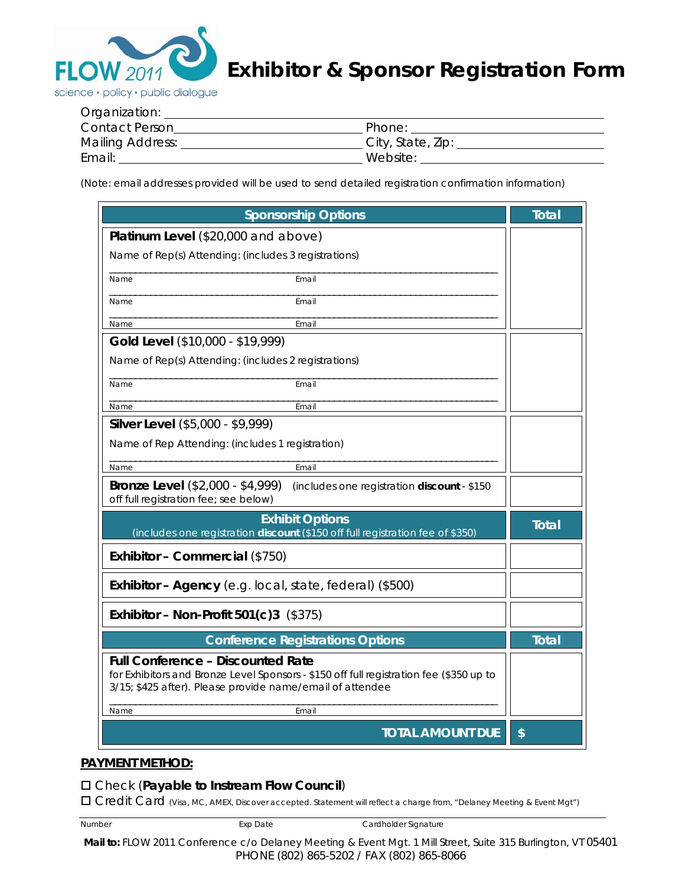FLOW 2011

science • policy • public dialogue

# Exhibitor & Sponsor Registration Form

Organization: ______________________________________________

Contact Person ______________________ Phone: ______________________

Mailing Address: ______________________ City, State, Zip: ______________________

Email: ______________________ Website: ______________________

(Note: email addresses provided will be used to send detailed registration confirmation information)

| Sponsorship Options | Total |
|---|---|
| **Platinum Level** ($20,000 and above)<br>Name of Rep(s) Attending: (includes 3 registrations)<br>Name ________ Email ________<br>Name ________ Email ________<br>Name ________ Email ________ | |
| **Gold Level** ($10,000 - $19,999)<br>Name of Rep(s) Attending: (includes 2 registrations)<br>Name ________ Email ________<br>Name ________ Email ________ | |
| **Silver Level** ($5,000 - $9,999)<br>Name of Rep Attending: (includes 1 registration)<br>Name ________ Email ________ | |
| **Bronze Level** ($2,000 - $4,999) (includes one registration **discount** - $150 off full registration fee; see below) | |
| **Exhibit Options**<br>(includes one registration **discount** ($150 off full registration fee of $350) | **Total** |
| **Exhibitor – Commercial** ($750) | |
| **Exhibitor – Agency** (e.g. local, state, federal) ($500) | |
| **Exhibitor – Non-Profit 501(c)3** ($375) | |
| **Conference Registrations Options** | **Total** |
| **Full Conference – Discounted Rate**<br>for Exhibitors and Bronze Level Sponsors - $150 off full registration fee ($350 up to 3/15; $425 after). Please provide name/email of attendee<br>Name ________ Email ________ | |
| **TOTAL AMOUNT DUE** | $ |

**PAYMENT METHOD:**

☐ Check (***Payable to Instream Flow Council***)

☐ Credit Card (Visa, MC, AMEX, Discover accepted. Statement will reflect a charge from, "Delaney Meeting & Event Mgt")

Number ____________ Exp Date ____________ Cardholder Signature ____________

**Mail to:** FLOW 2011 Conference c/o Delaney Meeting & Event Mgt. 1 Mill Street, Suite 315 Burlington, VT 05401
PHONE (802) 865-5202 / FAX (802) 865-8066